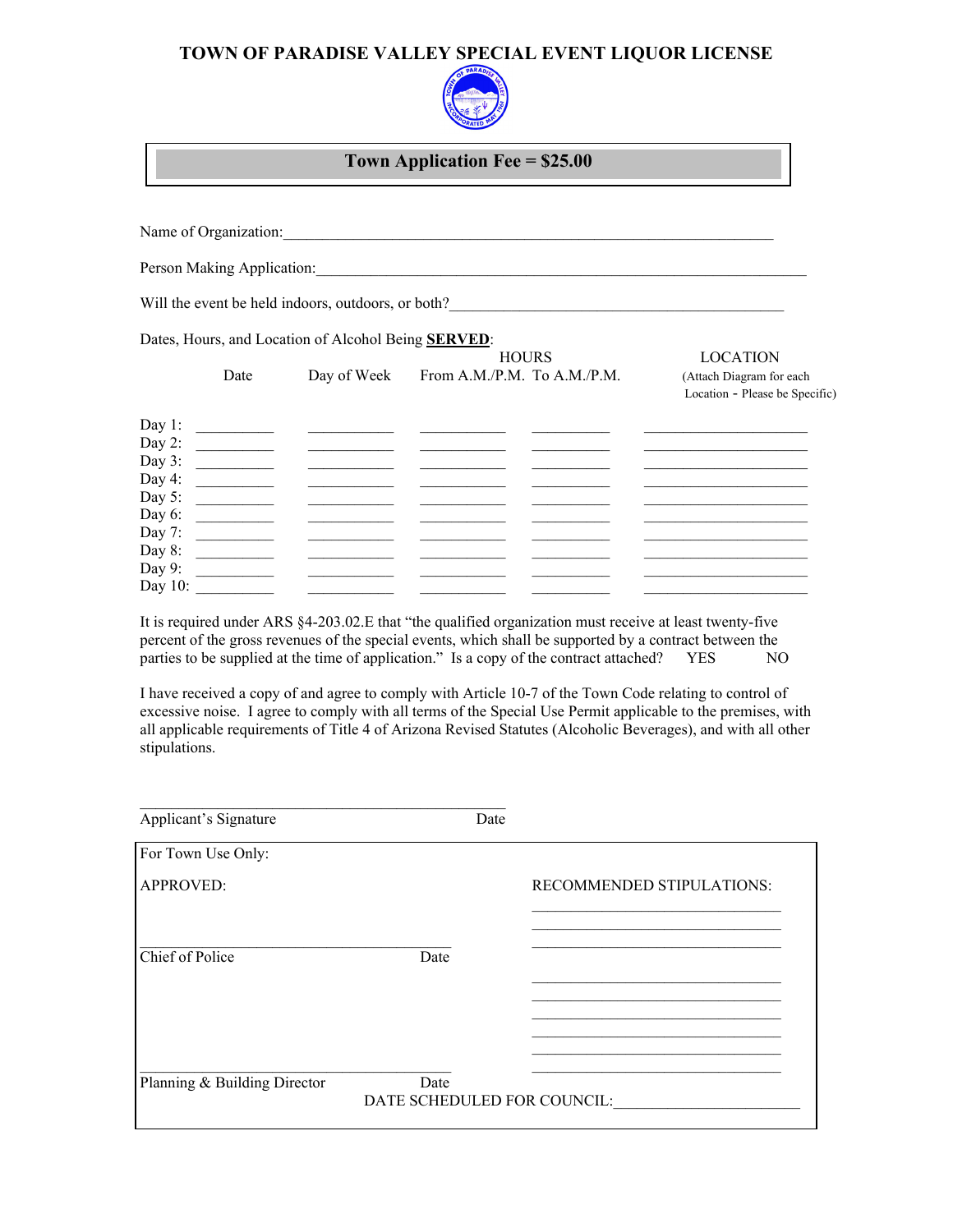# TOWN OF PARADISE VALLEY SPECIAL EVENT LIQUOR LICENSE

**Town Application Fee = $25.00**

Name of Organization:\_\_\_\_\_\_\_\_\_\_\_\_\_\_\_\_\_\_\_\_\_\_\_\_\_\_\_\_\_\_\_\_\_\_\_\_\_\_\_\_\_\_\_\_\_\_\_\_\_\_\_\_

Person Making Application:\_\_\_\_\_\_\_\_\_\_\_\_\_\_\_\_\_\_\_\_\_\_\_\_\_\_\_\_\_\_\_\_\_\_\_\_\_\_\_\_\_\_\_\_\_\_\_\_\_\_\_\_

Will the event be held indoors, outdoors, or both?\_\_\_\_\_\_\_\_\_\_\_\_\_\_\_\_\_\_\_\_\_\_\_\_\_\_\_\_\_\_\_\_\_\_\_\_

Dates, Hours, and Location of Alcohol Being **SERVED**:

| | Date | Day of Week | HOURS From A.M./P.M. | To A.M./P.M. | LOCATION (Attach Diagram for each Location - Please be Specific) |
|---|---|---|---|---|---|
| Day 1: | | | | | |
| Day 2: | | | | | |
| Day 3: | | | | | |
| Day 4: | | | | | |
| Day 5: | | | | | |
| Day 6: | | | | | |
| Day 7: | | | | | |
| Day 8: | | | | | |
| Day 9: | | | | | |
| Day 10: | | | | | |

It is required under ARS §4-203.02.E that "the qualified organization must receive at least twenty-five percent of the gross revenues of the special events, which shall be supported by a contract between the parties to be supplied at the time of application." Is a copy of the contract attached? YES NO

I have received a copy of and agree to comply with Article 10-7 of the Town Code relating to control of excessive noise. I agree to comply with all terms of the Special Use Permit applicable to the premises, with all applicable requirements of Title 4 of Arizona Revised Statutes (Alcoholic Beverages), and with all other stipulations.

\_\_\_\_\_\_\_\_\_\_\_\_\_\_\_\_\_\_\_\_\_\_\_\_\_\_\_\_\_\_\_\_\_\_\_\_\_\_\_\_\_\_\_\_
Applicant's Signature Date

For Town Use Only:

APPROVED:

\_\_\_\_\_\_\_\_\_\_\_\_\_\_\_\_\_\_\_\_\_\_\_\_\_\_\_\_\_\_\_\_\_\_\_\_\_\_
Chief of Police Date

\_\_\_\_\_\_\_\_\_\_\_\_\_\_\_\_\_\_\_\_\_\_\_\_\_\_\_\_\_\_\_\_\_\_\_\_\_\_
Planning & Building Director Date

RECOMMENDED STIPULATIONS:

\_\_\_\_\_\_\_\_\_\_\_\_\_\_\_\_\_\_\_\_\_\_\_\_\_\_\_\_\_\_\_\_
\_\_\_\_\_\_\_\_\_\_\_\_\_\_\_\_\_\_\_\_\_\_\_\_\_\_\_\_\_\_\_\_
\_\_\_\_\_\_\_\_\_\_\_\_\_\_\_\_\_\_\_\_\_\_\_\_\_\_\_\_\_\_\_\_
\_\_\_\_\_\_\_\_\_\_\_\_\_\_\_\_\_\_\_\_\_\_\_\_\_\_\_\_\_\_\_\_
\_\_\_\_\_\_\_\_\_\_\_\_\_\_\_\_\_\_\_\_\_\_\_\_\_\_\_\_\_\_\_\_
\_\_\_\_\_\_\_\_\_\_\_\_\_\_\_\_\_\_\_\_\_\_\_\_\_\_\_\_\_\_\_\_
\_\_\_\_\_\_\_\_\_\_\_\_\_\_\_\_\_\_\_\_\_\_\_\_\_\_\_\_\_\_\_\_
\_\_\_\_\_\_\_\_\_\_\_\_\_\_\_\_\_\_\_\_\_\_\_\_\_\_\_\_\_\_\_\_
\_\_\_\_\_\_\_\_\_\_\_\_\_\_\_\_\_\_\_\_\_\_\_\_\_\_\_\_\_\_\_\_

DATE SCHEDULED FOR COUNCIL:\_\_\_\_\_\_\_\_\_\_\_\_\_\_\_\_\_\_\_\_\_\_\_\_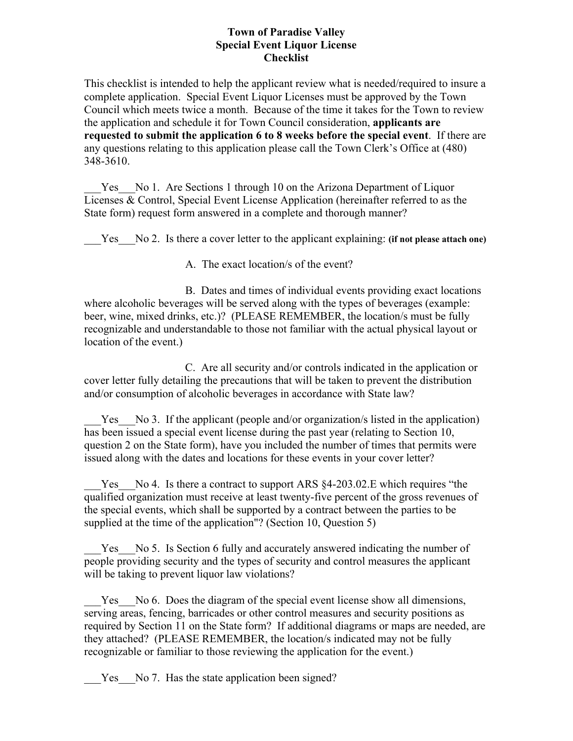# Town of Paradise Valley
## Special Event Liquor License
## Checklist

This checklist is intended to help the applicant review what is needed/required to insure a complete application. Special Event Liquor Licenses must be approved by the Town Council which meets twice a month. Because of the time it takes for the Town to review the application and schedule it for Town Council consideration, **applicants are requested to submit the application 6 to 8 weeks before the special event**. If there are any questions relating to this application please call the Town Clerk's Office at (480) 348-3610.

___Yes___No 1. Are Sections 1 through 10 on the Arizona Department of Liquor Licenses & Control, Special Event License Application (hereinafter referred to as the State form) request form answered in a complete and thorough manner?

___Yes___No 2. Is there a cover letter to the applicant explaining: **(if not please attach one)**

A. The exact location/s of the event?

B. Dates and times of individual events providing exact locations where alcoholic beverages will be served along with the types of beverages (example: beer, wine, mixed drinks, etc.)? (PLEASE REMEMBER, the location/s must be fully recognizable and understandable to those not familiar with the actual physical layout or location of the event.)

C. Are all security and/or controls indicated in the application or cover letter fully detailing the precautions that will be taken to prevent the distribution and/or consumption of alcoholic beverages in accordance with State law?

___Yes___No 3. If the applicant (people and/or organization/s listed in the application) has been issued a special event license during the past year (relating to Section 10, question 2 on the State form), have you included the number of times that permits were issued along with the dates and locations for these events in your cover letter?

___Yes___No 4. Is there a contract to support ARS §4-203.02.E which requires "the qualified organization must receive at least twenty-five percent of the gross revenues of the special events, which shall be supported by a contract between the parties to be supplied at the time of the application"? (Section 10, Question 5)

___Yes___No 5. Is Section 6 fully and accurately answered indicating the number of people providing security and the types of security and control measures the applicant will be taking to prevent liquor law violations?

___Yes___No 6. Does the diagram of the special event license show all dimensions, serving areas, fencing, barricades or other control measures and security positions as required by Section 11 on the State form? If additional diagrams or maps are needed, are they attached? (PLEASE REMEMBER, the location/s indicated may not be fully recognizable or familiar to those reviewing the application for the event.)

___Yes___No 7. Has the state application been signed?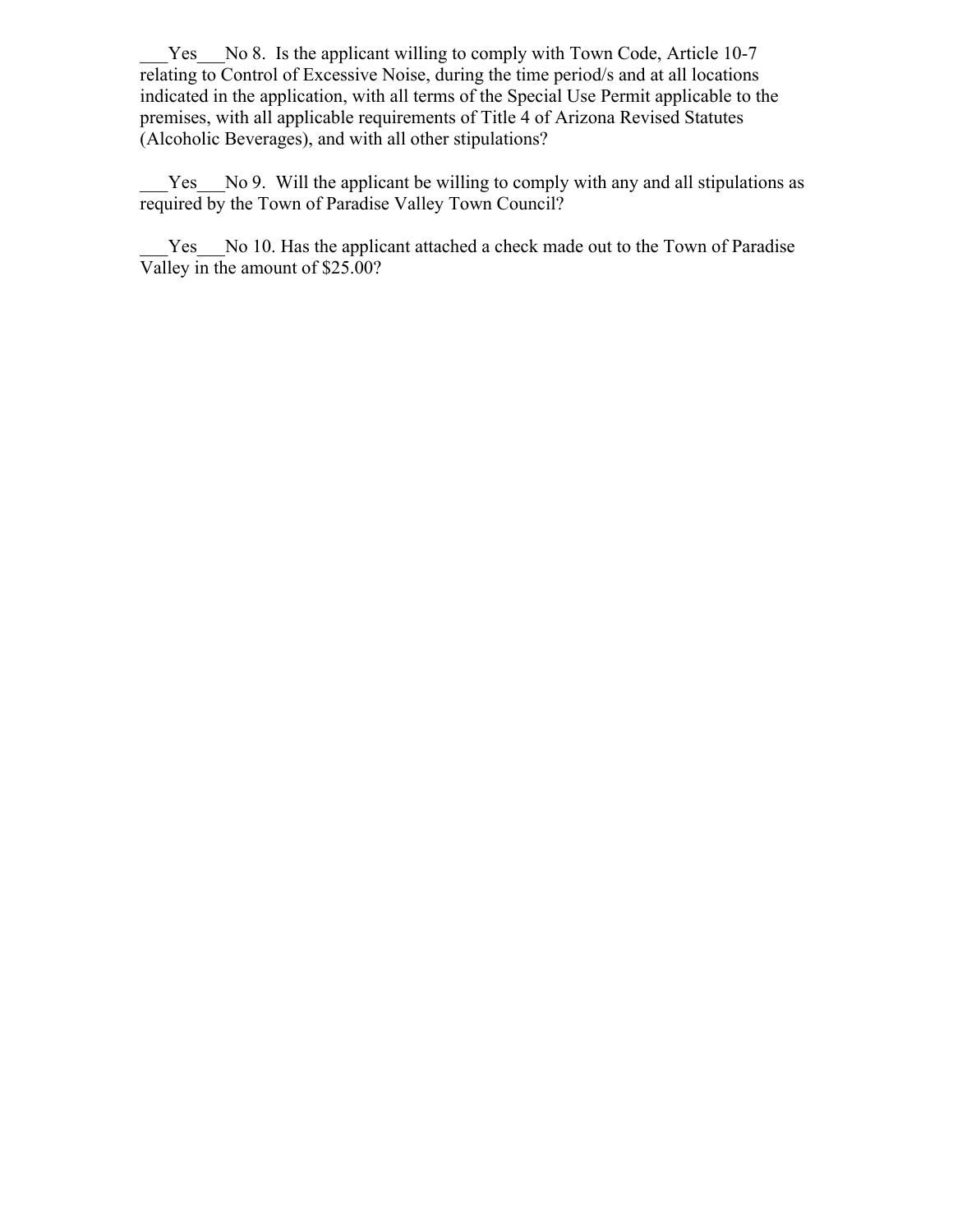___Yes___No 8. Is the applicant willing to comply with Town Code, Article 10-7 relating to Control of Excessive Noise, during the time period/s and at all locations indicated in the application, with all terms of the Special Use Permit applicable to the premises, with all applicable requirements of Title 4 of Arizona Revised Statutes (Alcoholic Beverages), and with all other stipulations?

___Yes___No 9. Will the applicant be willing to comply with any and all stipulations as required by the Town of Paradise Valley Town Council?

___Yes___No 10. Has the applicant attached a check made out to the Town of Paradise Valley in the amount of $25.00?